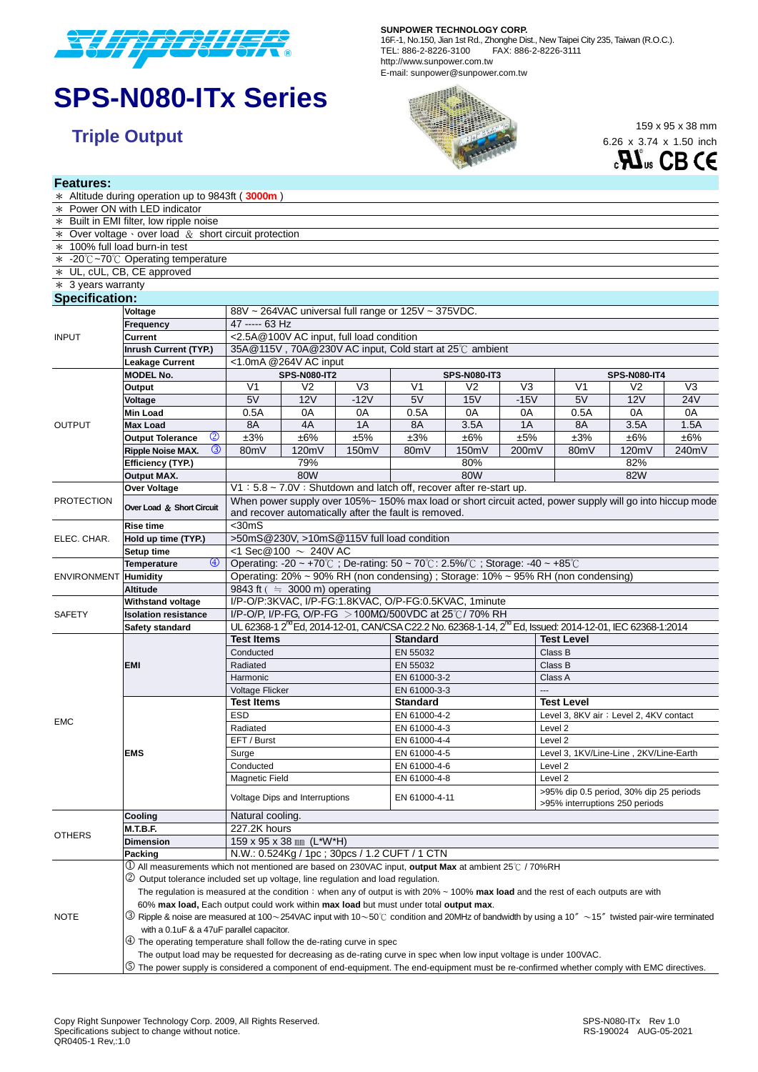SUNPOWER TECHNOLOGY CORP.
16F.-1, No.150, Jian 1st Rd., Zhonghe Dist., New Taipei City 235, Taiwan (R.O.C.).
TEL: 886-2-8226-3100 FAX: 886-2-8226-3111
http://www.sunpower.com.tw
E-mail: sunpower@sunpower.com.tw

# SPS-N080-ITx Series

## Triple Output

159 x 95 x 38 mm
6.26 x 3.74 x 1.50 inch

### Features:

- ∗ Altitude during operation up to 9843ft ( **3000m** )
- ∗ Power ON with LED indicator
- ∗ Built in EMI filter, low ripple noise
- ∗ Over voltage、over load ＆ short circuit protection
- ∗ 100% full load burn-in test
- ∗ -20℃~70℃ Operating temperature
- ∗ UL, cUL, CB, CE approved
- ∗ 3 years warranty

### Specification:

| | | | | | | | | | | |
|---|---|---|---|---|---|---|---|---|---|---|
| INPUT | **Voltage** | 88V ~ 264VAC universal full range or 125V ~ 375VDC. | | | | | | | | |
| | **Frequency** | 47 ----- 63 Hz | | | | | | | | |
| | **Current** | <2.5A@100V AC input, full load condition | | | | | | | | |
| | **Inrush Current (TYP.)** | 35A@115V , 70A@230V AC input, Cold start at 25℃ ambient | | | | | | | | |
| | **Leakage Current** | <1.0mA @264V AC input | | | | | | | | |
| OUTPUT | **MODEL No.** | **SPS-N080-IT2** | | | **SPS-N080-IT3** | | | **SPS-N080-IT4** | | |
| | **Output** | V1 | V2 | V3 | V1 | V2 | V3 | V1 | V2 | V3 |
| | **Voltage** | 5V | 12V | -12V | 5V | 15V | -15V | 5V | 12V | 24V |
| | **Min Load** | 0.5A | 0A | 0A | 0.5A | 0A | 0A | 0.5A | 0A | 0A |
| | **Max Load** | 8A | 4A | 1A | 8A | 3.5A | 1A | 8A | 3.5A | 1.5A |
| | **Output Tolerance** ② | ±3% | ±6% | ±5% | ±3% | ±6% | ±5% | ±3% | ±6% | ±6% |
| | **Ripple Noise MAX.** ③ | 80mV | 120mV | 150mV | 80mV | 150mV | 200mV | 80mV | 120mV | 240mV |
| | **Efficiency (TYP.)** | 79% | | | 80% | | | 82% | | |
| | **Output MAX.** | 80W | | | 80W | | | 82W | | |
| PROTECTION | **Over Voltage** | V1：5.8 ~ 7.0V：Shutdown and latch off, recover after re-start up. | | | | | | | | |
| | **Over Load ＆ Short Circuit** | When power supply over 105%~ 150% max load or short circuit acted, power supply will go into hiccup mode and recover automatically after the fault is removed. | | | | | | | | |
| ELEC. CHAR. | **Rise time** | <30mS | | | | | | | | |
| | **Hold up time (TYP.)** | >50mS@230V, >10mS@115V full load condition | | | | | | | | |
| | **Setup time** | <1 Sec@100 ～ 240V AC | | | | | | | | |
| ENVIRONMENT | **Temperature** ④ | Operating: -20 ~ +70℃ ; De-rating: 50 ~ 70℃: 2.5%/℃ ; Storage: -40 ~ +85℃ | | | | | | | | |
| | **Humidity** | Operating: 20% ~ 90% RH (non condensing) ; Storage: 10% ~ 95% RH (non condensing) | | | | | | | | |
| | **Altitude** | 9843 ft ( ≒ 3000 m) operating | | | | | | | | |
| SAFETY | **Withstand voltage** | I/P-O/P:3KVAC, I/P-FG:1.8KVAC, O/P-FG:0.5KVAC, 1minute | | | | | | | | |
| | **Isolation resistance** | I/P-O/P, I/P-FG, O/P-FG ＞100MΩ/500VDC at 25℃/ 70% RH | | | | | | | | |
| | **Safety standard** | UL 62368-1 2nd Ed, 2014-12-01, CAN/CSA C22.2 No. 62368-1-14, 2nd Ed, Issued: 2014-12-01, IEC 62368-1:2014 | | | | | | | | |

| | | | | |
|---|---|---|---|---|
| EMC | **EMI** | **Test Items** | **Standard** | **Test Level** |
| | | Conducted | EN 55032 | Class B |
| | | Radiated | EN 55032 | Class B |
| | | Harmonic | EN 61000-3-2 | Class A |
| | | Voltage Flicker | EN 61000-3-3 | --- |
| | **EMS** | **Test Items** | **Standard** | **Test Level** |
| | | ESD | EN 61000-4-2 | Level 3, 8KV air；Level 2, 4KV contact |
| | | Radiated | EN 61000-4-3 | Level 2 |
| | | EFT / Burst | EN 61000-4-4 | Level 2 |
| | | Surge | EN 61000-4-5 | Level 3, 1KV/Line-Line , 2KV/Line-Earth |
| | | Conducted | EN 61000-4-6 | Level 2 |
| | | Magnetic Field | EN 61000-4-8 | Level 2 |
| | | Voltage Dips and Interruptions | EN 61000-4-11 | >95% dip 0.5 period, 30% dip 25 periods >95% interruptions 250 periods |
| OTHERS | **Cooling** | Natural cooling. | | |
| | **M.T.B.F.** | 227.2K hours | | |
| | **Dimension** | 159 x 95 x 38 ㎜ (L*W*H) | | |
| | **Packing** | N.W.: 0.524Kg / 1pc ; 30pcs / 1.2 CUFT / 1 CTN | | |

**NOTE**

① All measurements which not mentioned are based on 230VAC input, **output Max** at ambient 25℃ / 70%RH

② Output tolerance included set up voltage, line regulation and load regulation.
The regulation is measured at the condition：when any of output is with 20% ~ 100% **max load** and the rest of each outputs are with 60% **max load,** Each output could work within **max load** but must under total **output max**.

③ Ripple & noise are measured at 100～254VAC input with 10～50℃ condition and 20MHz of bandwidth by using a 10" ～15" twisted pair-wire terminated with a 0.1uF & a 47uF parallel capacitor.

④ The operating temperature shall follow the de-rating curve in spec
The output load may be requested for decreasing as de-rating curve in spec when low input voltage is under 100VAC.

⑤ The power supply is considered a component of end-equipment. The end-equipment must be re-confirmed whether comply with EMC directives.

Copy Right Sunpower Technology Corp. 2009, All Rights Reserved.
Specifications subject to change without notice.
QR0405-1 Rev,:1.0

SPS-N080-ITx Rev 1.0
RS-190024 AUG-05-2021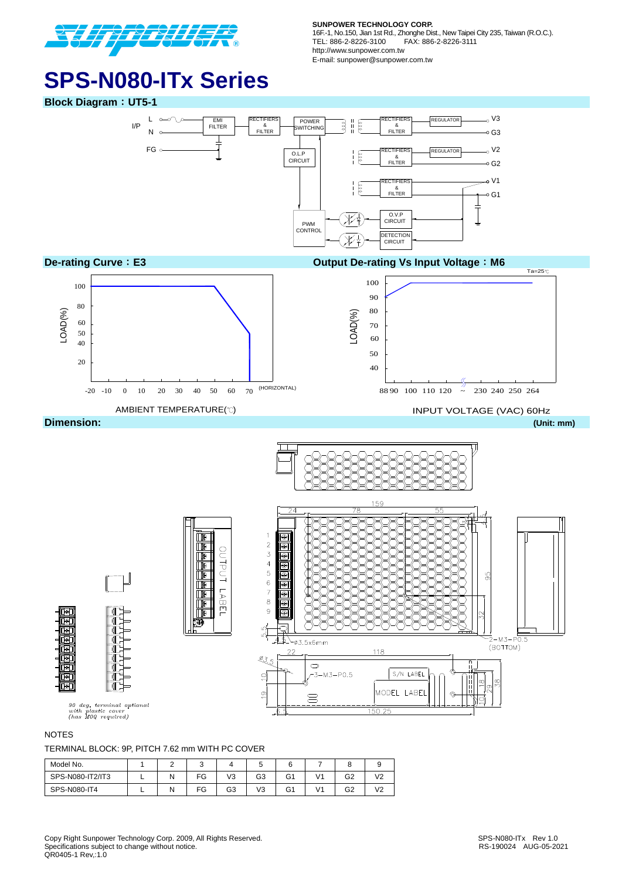SUNPOWER TECHNOLOGY CORP.
16F.-1, No.150, Jian 1st Rd., Zhonghe Dist., New Taipei City 235, Taiwan (R.O.C.).
TEL: 886-2-8226-3100 FAX: 886-2-8226-3111
http://www.sunpower.com.tw
E-mail: sunpower@sunpower.com.tw

# SPS-N080-ITx Series

## Block Diagram：UT5-1

I/P
L
N
FG
EMI FILTER
RECTIFIERS & FILTER
POWER SWITCHING
O.L.P CIRCUIT
PWM CONTROL
RECTIFIERS & FILTER
REGULATOR
V3
G3
RECTIFIERS & FILTER
REGULATOR
V2
G2
RECTIFIERS & FILTER
V1
G1
O.V.P CIRCUIT
DETECTION CIRCUIT

## De-rating Curve：E3

LOAD(%)
100
80
60
50
40
20
-20 -10 0 10 20 30 40 50 60 70 (HORIZONTAL)
AMBIENT TEMPERATURE(℃)

## Output De-rating Vs Input Voltage：M6

Ta=25℃
LOAD(%)
100
90
80
70
60
50
40
88 90 100 110 120 ~ 230 240 250 264
INPUT VOLTAGE (VAC) 60Hz

## Dimension:

**(Unit: mm)**

159
24
78
55
95
32
4
1
2
3
4
5
6
7
8
9
OUTPUT LABEL
5.5
4
ø3.5x6mm
2-M3-P0.5 (BOTTOM)
22
118
ø3.5
10
19
3-M3-P0.5
S/N LABEL
MODEL LABEL
18
29
38
10
6.5
150.25

90 deg. terminal optional with plastic cover (has MOQ required)

NOTES

TERMINAL BLOCK: 9P, PITCH 7.62 mm WITH PC COVER

| Model No. | 1 | 2 | 3 | 4 | 5 | 6 | 7 | 8 | 9 |
|---|---|---|---|---|---|---|---|---|---|
| SPS-N080-IT2/IT3 | L | N | FG | V3 | G3 | G1 | V1 | G2 | V2 |
| SPS-N080-IT4 | L | N | FG | G3 | V3 | G1 | V1 | G2 | V2 |

Copy Right Sunpower Technology Corp. 2009, All Rights Reserved.
Specifications subject to change without notice.
QR0405-1 Rev,:1.0

SPS-N080-ITx Rev 1.0
RS-190024 AUG-05-2021